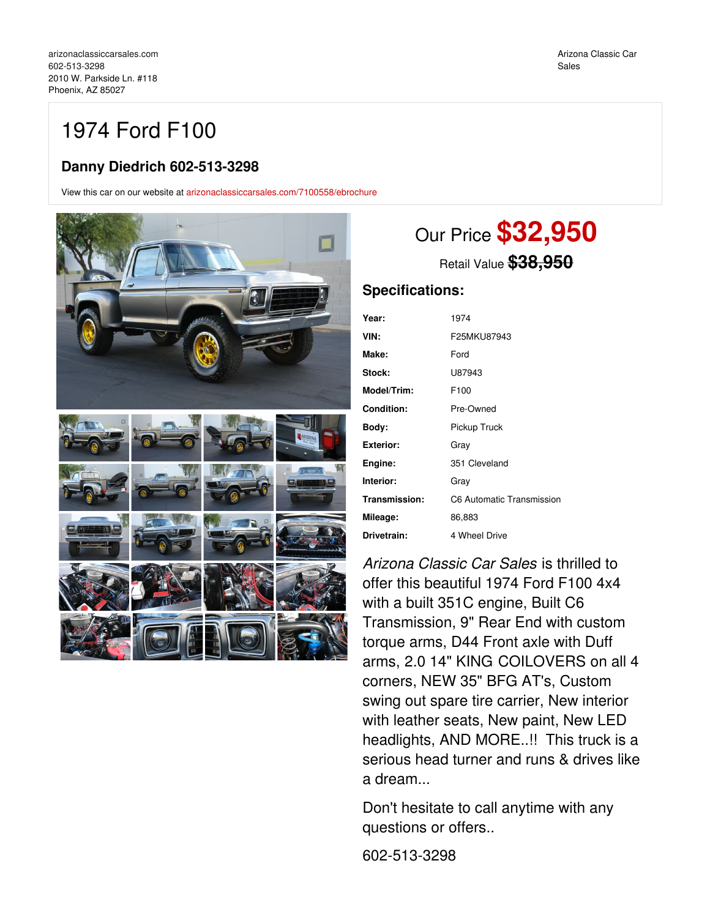arizonaclassiccarsales.com
602-513-3298
2010 W. Parkside Ln. #118
Phoenix, AZ 85027

Arizona Classic Car Sales

# 1974 Ford F100

## Danny Diedrich 602-513-3298

View this car on our website at arizonaclassiccarsales.com/7100558/ebrochure

Our Price **$32,950**

Retail Value ~~$38,950~~

## Specifications:

| | |
|---|---|
| **Year:** | 1974 |
| **VIN:** | F25MKU87943 |
| **Make:** | Ford |
| **Stock:** | U87943 |
| **Model/Trim:** | F100 |
| **Condition:** | Pre-Owned |
| **Body:** | Pickup Truck |
| **Exterior:** | Gray |
| **Engine:** | 351 Cleveland |
| **Interior:** | Gray |
| **Transmission:** | C6 Automatic Transmission |
| **Mileage:** | 86,883 |
| **Drivetrain:** | 4 Wheel Drive |

*Arizona Classic Car Sales* is thrilled to offer this beautiful 1974 Ford F100 4x4 with a built 351C engine, Built C6 Transmission, 9" Rear End with custom torque arms, D44 Front axle with Duff arms, 2.0 14" KING COILOVERS on all 4 corners, NEW 35" BFG AT's, Custom swing out spare tire carrier, New interior with leather seats, New paint, New LED headlights, AND MORE..!! This truck is a serious head turner and runs & drives like a dream...

Don't hesitate to call anytime with any questions or offers..

602-513-3298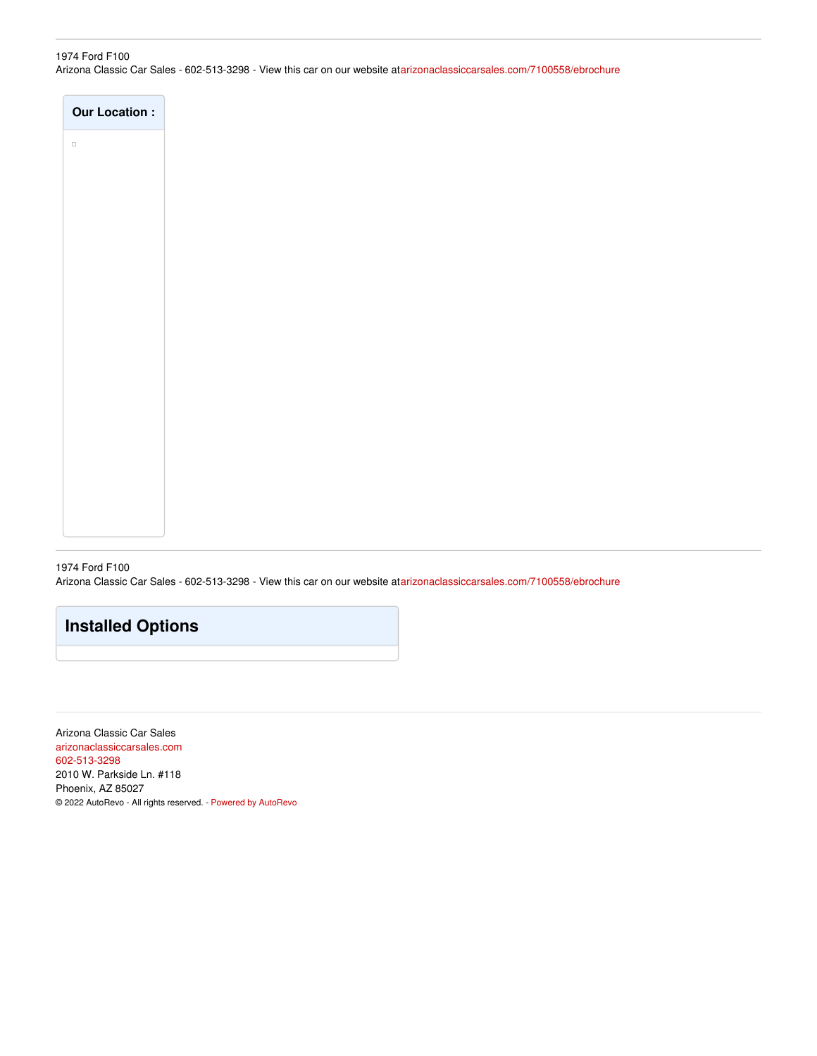1974 Ford F100
Arizona Classic Car Sales - 602-513-3298 - View this car on our website atarizonaclassiccarsales.com/7100558/ebrochure

**Our Location :**

1974 Ford F100
Arizona Classic Car Sales - 602-513-3298 - View this car on our website atarizonaclassiccarsales.com/7100558/ebrochure

## Installed Options

Arizona Classic Car Sales
arizonaclassiccarsales.com
602-513-3298
2010 W. Parkside Ln. #118
Phoenix, AZ 85027
© 2022 AutoRevo - All rights reserved. - Powered by AutoRevo